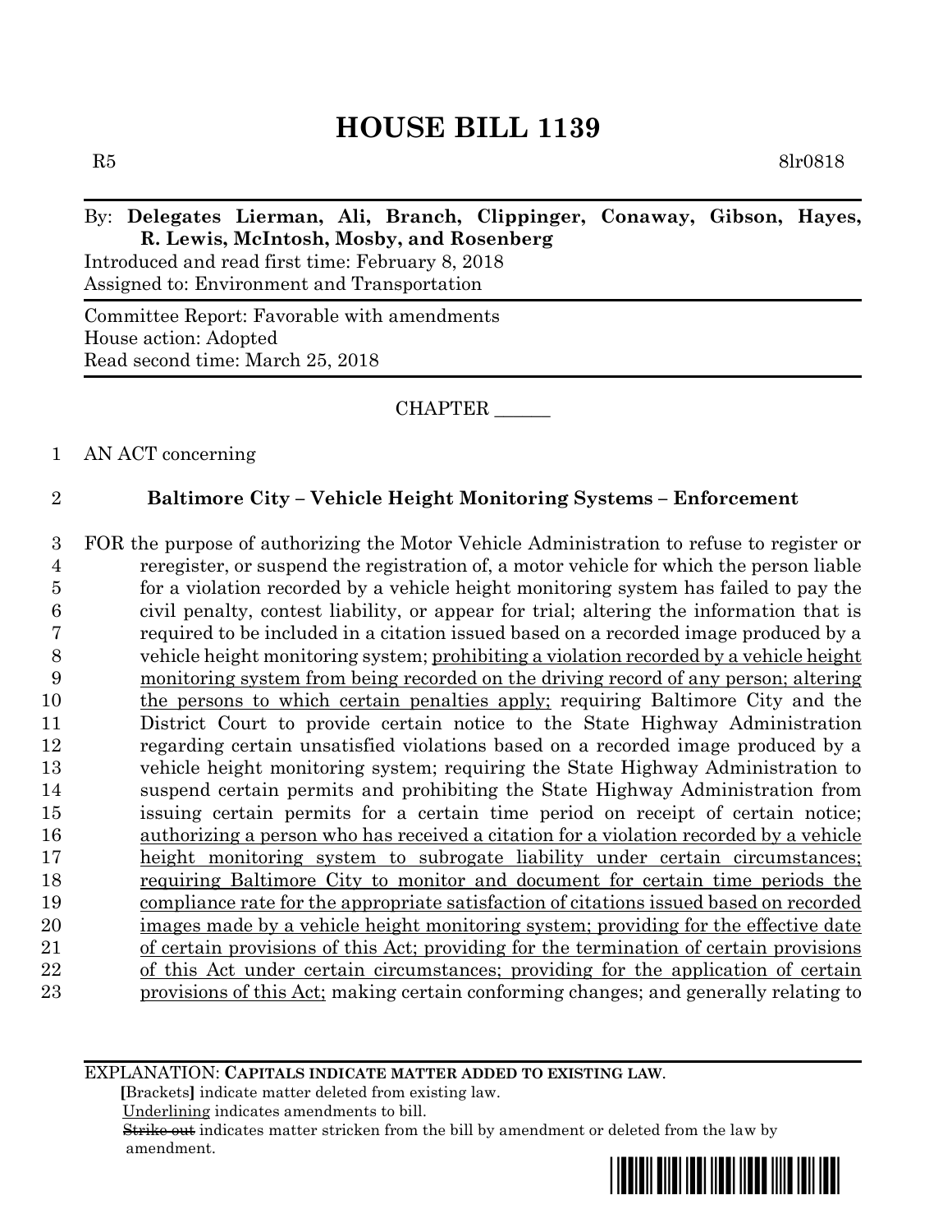# HOUSE BILL 1139

R5 8lr0818

By: **Delegates Lierman, Ali, Branch, Clippinger, Conaway, Gibson, Hayes, R. Lewis, McIntosh, Mosby, and Rosenberg**

Introduced and read first time: February 8, 2018
Assigned to: Environment and Transportation

Committee Report: Favorable with amendments
House action: Adopted
Read second time: March 25, 2018

CHAPTER ______

1 AN ACT concerning

2 **Baltimore City – Vehicle Height Monitoring Systems – Enforcement**

3 FOR the purpose of authorizing the Motor Vehicle Administration to refuse to register or
4 reregister, or suspend the registration of, a motor vehicle for which the person liable
5 for a violation recorded by a vehicle height monitoring system has failed to pay the
6 civil penalty, contest liability, or appear for trial; altering the information that is
7 required to be included in a citation issued based on a recorded image produced by a
8 vehicle height monitoring system; prohibiting a violation recorded by a vehicle height
9 monitoring system from being recorded on the driving record of any person; altering
10 the persons to which certain penalties apply; requiring Baltimore City and the
11 District Court to provide certain notice to the State Highway Administration
12 regarding certain unsatisfied violations based on a recorded image produced by a
13 vehicle height monitoring system; requiring the State Highway Administration to
14 suspend certain permits and prohibiting the State Highway Administration from
15 issuing certain permits for a certain time period on receipt of certain notice;
16 authorizing a person who has received a citation for a violation recorded by a vehicle
17 height monitoring system to subrogate liability under certain circumstances;
18 requiring Baltimore City to monitor and document for certain time periods the
19 compliance rate for the appropriate satisfaction of citations issued based on recorded
20 images made by a vehicle height monitoring system; providing for the effective date
21 of certain provisions of this Act; providing for the termination of certain provisions
22 of this Act under certain circumstances; providing for the application of certain
23 provisions of this Act; making certain conforming changes; and generally relating to

EXPLANATION: **CAPITALS INDICATE MATTER ADDED TO EXISTING LAW.**
**[**Brackets**]** indicate matter deleted from existing law.
Underlining indicates amendments to bill.
~~Strike out~~ indicates matter stricken from the bill by amendment or deleted from the law by amendment.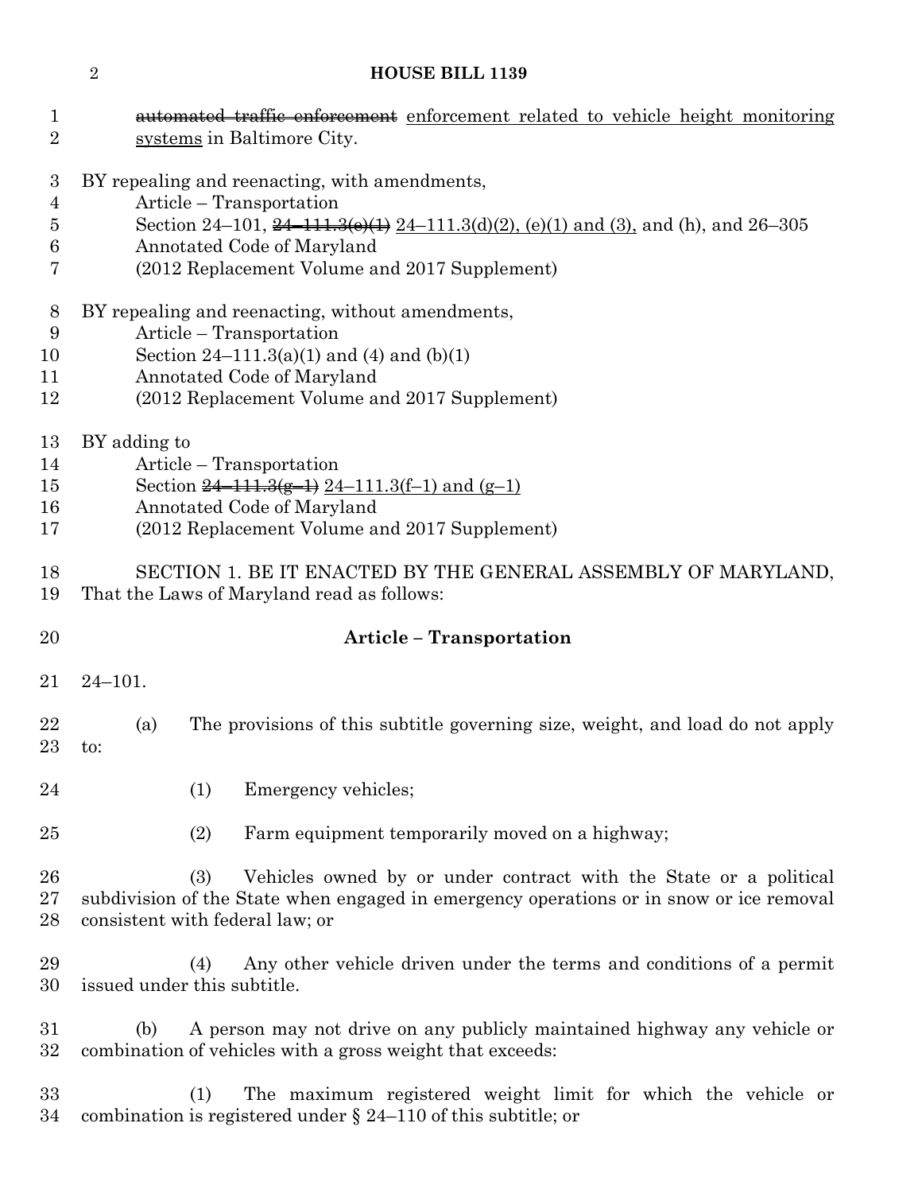~~automated traffic enforcement~~ enforcement related to vehicle height monitoring systems in Baltimore City.

BY repealing and reenacting, with amendments,
Article – Transportation
Section 24–101, ~~24–111.3(e)(1)~~ 24–111.3(d)(2), (e)(1) and (3), and (h), and 26–305
Annotated Code of Maryland
(2012 Replacement Volume and 2017 Supplement)

BY repealing and reenacting, without amendments,
Article – Transportation
Section 24–111.3(a)(1) and (4) and (b)(1)
Annotated Code of Maryland
(2012 Replacement Volume and 2017 Supplement)

BY adding to
Article – Transportation
Section ~~24–111.3(g–1)~~ 24–111.3(f–1) and (g–1)
Annotated Code of Maryland
(2012 Replacement Volume and 2017 Supplement)

SECTION 1. BE IT ENACTED BY THE GENERAL ASSEMBLY OF MARYLAND, That the Laws of Maryland read as follows:

**Article – Transportation**

24–101.

(a) The provisions of this subtitle governing size, weight, and load do not apply to:

(1) Emergency vehicles;

(2) Farm equipment temporarily moved on a highway;

(3) Vehicles owned by or under contract with the State or a political subdivision of the State when engaged in emergency operations or in snow or ice removal consistent with federal law; or

(4) Any other vehicle driven under the terms and conditions of a permit issued under this subtitle.

(b) A person may not drive on any publicly maintained highway any vehicle or combination of vehicles with a gross weight that exceeds:

(1) The maximum registered weight limit for which the vehicle or combination is registered under § 24–110 of this subtitle; or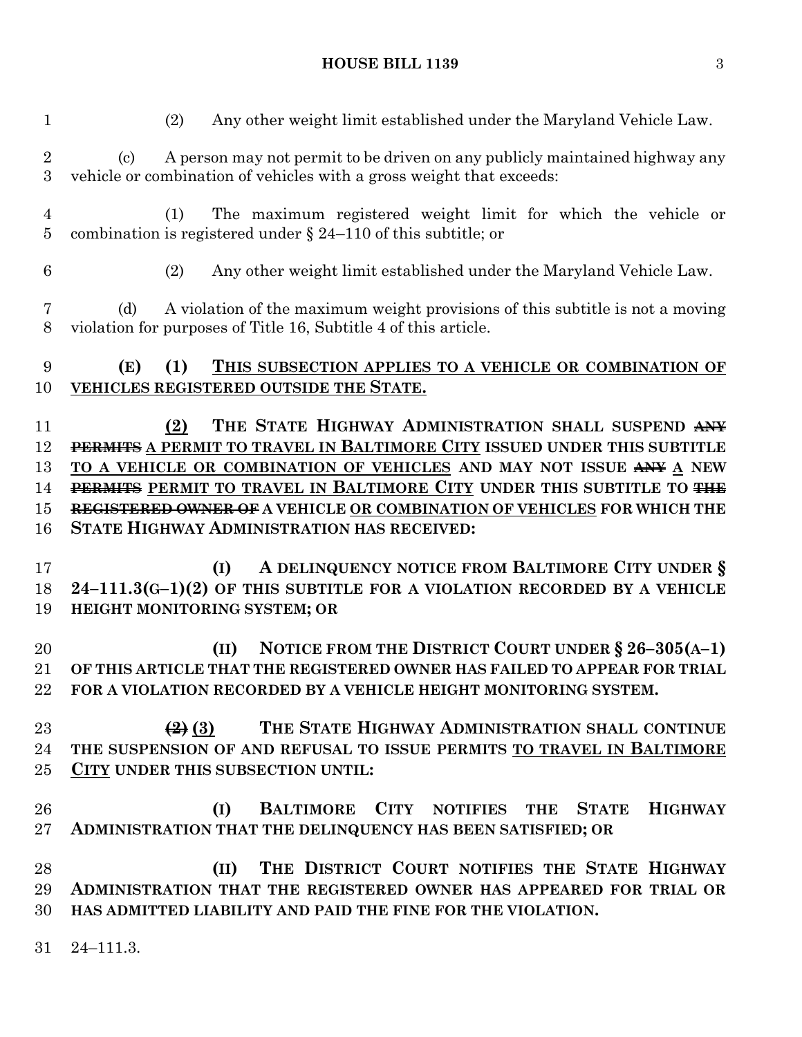(2) Any other weight limit established under the Maryland Vehicle Law.

(c) A person may not permit to be driven on any publicly maintained highway any vehicle or combination of vehicles with a gross weight that exceeds:

(1) The maximum registered weight limit for which the vehicle or combination is registered under § 24–110 of this subtitle; or

(2) Any other weight limit established under the Maryland Vehicle Law.

(d) A violation of the maximum weight provisions of this subtitle is not a moving violation for purposes of Title 16, Subtitle 4 of this article.

**(E) (1) THIS SUBSECTION APPLIES TO A VEHICLE OR COMBINATION OF VEHICLES REGISTERED OUTSIDE THE STATE.**

**(2) THE STATE HIGHWAY ADMINISTRATION SHALL SUSPEND ~~ANY PERMITS~~ A PERMIT TO TRAVEL IN BALTIMORE CITY ISSUED UNDER THIS SUBTITLE TO A VEHICLE OR COMBINATION OF VEHICLES AND MAY NOT ISSUE ~~ANY~~ A NEW ~~PERMITS~~ PERMIT TO TRAVEL IN BALTIMORE CITY UNDER THIS SUBTITLE TO ~~THE REGISTERED OWNER OF~~ A VEHICLE OR COMBINATION OF VEHICLES FOR WHICH THE STATE HIGHWAY ADMINISTRATION HAS RECEIVED:**

**(I) A DELINQUENCY NOTICE FROM BALTIMORE CITY UNDER § 24–111.3(G–1)(2) OF THIS SUBTITLE FOR A VIOLATION RECORDED BY A VEHICLE HEIGHT MONITORING SYSTEM; OR**

**(II) NOTICE FROM THE DISTRICT COURT UNDER § 26–305(A–1) OF THIS ARTICLE THAT THE REGISTERED OWNER HAS FAILED TO APPEAR FOR TRIAL FOR A VIOLATION RECORDED BY A VEHICLE HEIGHT MONITORING SYSTEM.**

**~~(2)~~ (3) THE STATE HIGHWAY ADMINISTRATION SHALL CONTINUE THE SUSPENSION OF AND REFUSAL TO ISSUE PERMITS TO TRAVEL IN BALTIMORE CITY UNDER THIS SUBSECTION UNTIL:**

**(I) BALTIMORE CITY NOTIFIES THE STATE HIGHWAY ADMINISTRATION THAT THE DELINQUENCY HAS BEEN SATISFIED; OR**

**(II) THE DISTRICT COURT NOTIFIES THE STATE HIGHWAY ADMINISTRATION THAT THE REGISTERED OWNER HAS APPEARED FOR TRIAL OR HAS ADMITTED LIABILITY AND PAID THE FINE FOR THE VIOLATION.**

24–111.3.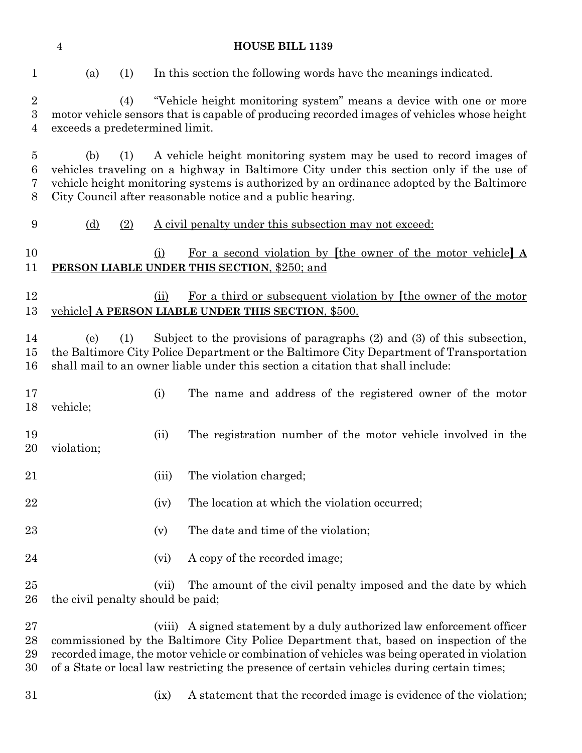(a) (1) In this section the following words have the meanings indicated.

(4) "Vehicle height monitoring system" means a device with one or more motor vehicle sensors that is capable of producing recorded images of vehicles whose height exceeds a predetermined limit.

(b) (1) A vehicle height monitoring system may be used to record images of vehicles traveling on a highway in Baltimore City under this section only if the use of vehicle height monitoring systems is authorized by an ordinance adopted by the Baltimore City Council after reasonable notice and a public hearing.

<u>(d) (2) A civil penalty under this subsection may not exceed:</u>

<u>(i) For a second violation by</u> **[**<u>the owner of the motor vehicle</u>**] <u>A PERSON LIABLE UNDER THIS SECTION</u>**<u>, $250; and</u>

<u>(ii) For a third or subsequent violation by</u> **[**<u>the owner of the motor vehicle</u>**] <u>A PERSON LIABLE UNDER THIS SECTION</u>**<u>, $500.</u>

(e) (1) Subject to the provisions of paragraphs (2) and (3) of this subsection, the Baltimore City Police Department or the Baltimore City Department of Transportation shall mail to an owner liable under this section a citation that shall include:

(i) The name and address of the registered owner of the motor vehicle;

(ii) The registration number of the motor vehicle involved in the violation;

(iii) The violation charged;

(iv) The location at which the violation occurred;

(v) The date and time of the violation;

(vi) A copy of the recorded image;

(vii) The amount of the civil penalty imposed and the date by which the civil penalty should be paid;

(viii) A signed statement by a duly authorized law enforcement officer commissioned by the Baltimore City Police Department that, based on inspection of the recorded image, the motor vehicle or combination of vehicles was being operated in violation of a State or local law restricting the presence of certain vehicles during certain times;

(ix) A statement that the recorded image is evidence of the violation;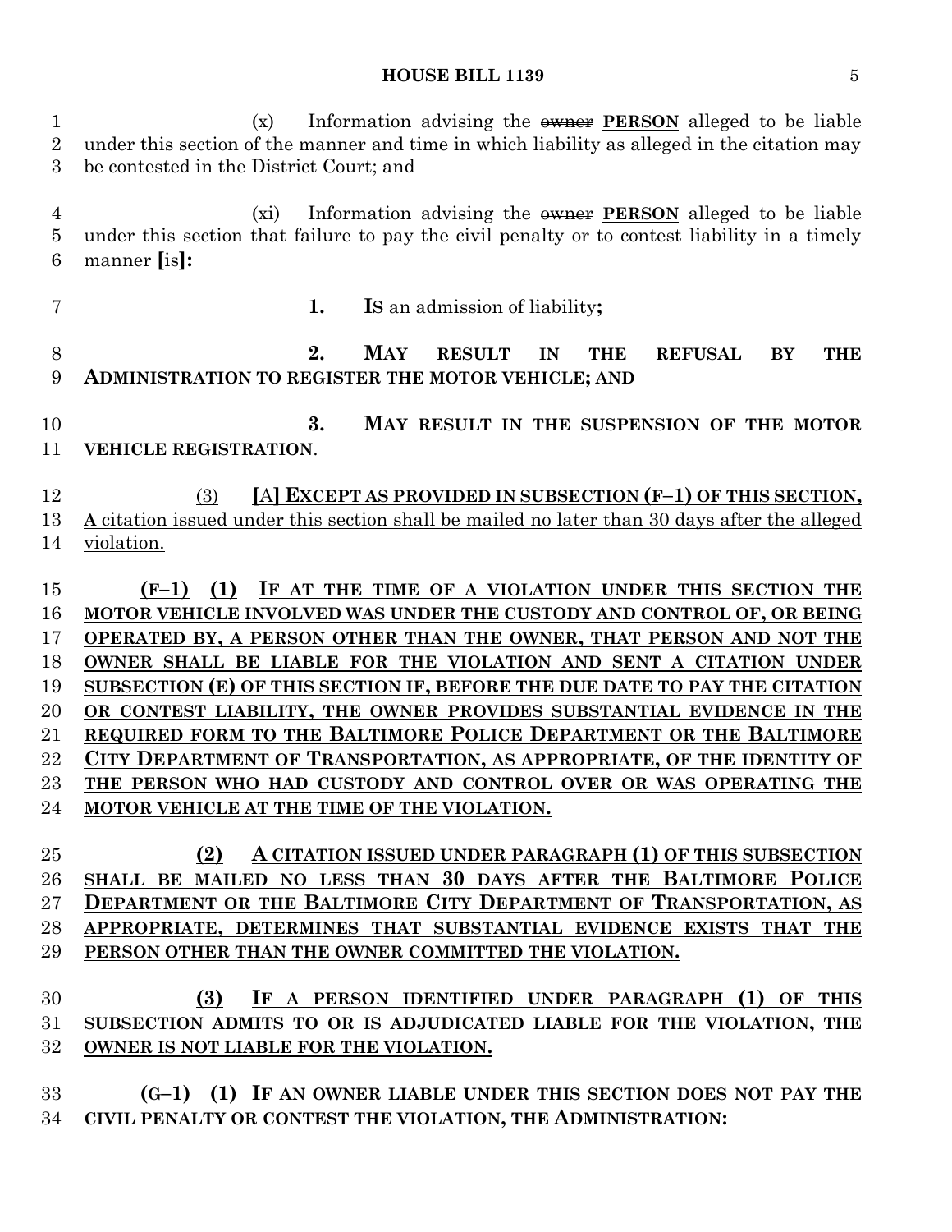(x) Information advising the ~~owner~~ **PERSON** alleged to be liable under this section of the manner and time in which liability as alleged in the citation may be contested in the District Court; and

(xi) Information advising the ~~owner~~ **PERSON** alleged to be liable under this section that failure to pay the civil penalty or to contest liability in a timely manner **[**is**]**:

**1. IS** an admission of liability**;**

**2. MAY RESULT IN THE REFUSAL BY THE ADMINISTRATION TO REGISTER THE MOTOR VEHICLE; AND**

**3. MAY RESULT IN THE SUSPENSION OF THE MOTOR VEHICLE REGISTRATION**.

(3) **[**A**] EXCEPT AS PROVIDED IN SUBSECTION (F–1) OF THIS SECTION, A** citation issued under this section shall be mailed no later than 30 days after the alleged violation.

**(F–1) (1) IF AT THE TIME OF A VIOLATION UNDER THIS SECTION THE MOTOR VEHICLE INVOLVED WAS UNDER THE CUSTODY AND CONTROL OF, OR BEING OPERATED BY, A PERSON OTHER THAN THE OWNER, THAT PERSON AND NOT THE OWNER SHALL BE LIABLE FOR THE VIOLATION AND SENT A CITATION UNDER SUBSECTION (E) OF THIS SECTION IF, BEFORE THE DUE DATE TO PAY THE CITATION OR CONTEST LIABILITY, THE OWNER PROVIDES SUBSTANTIAL EVIDENCE IN THE REQUIRED FORM TO THE BALTIMORE POLICE DEPARTMENT OR THE BALTIMORE CITY DEPARTMENT OF TRANSPORTATION, AS APPROPRIATE, OF THE IDENTITY OF THE PERSON WHO HAD CUSTODY AND CONTROL OVER OR WAS OPERATING THE MOTOR VEHICLE AT THE TIME OF THE VIOLATION.**

**(2) A CITATION ISSUED UNDER PARAGRAPH (1) OF THIS SUBSECTION SHALL BE MAILED NO LESS THAN 30 DAYS AFTER THE BALTIMORE POLICE DEPARTMENT OR THE BALTIMORE CITY DEPARTMENT OF TRANSPORTATION, AS APPROPRIATE, DETERMINES THAT SUBSTANTIAL EVIDENCE EXISTS THAT THE PERSON OTHER THAN THE OWNER COMMITTED THE VIOLATION.**

**(3) IF A PERSON IDENTIFIED UNDER PARAGRAPH (1) OF THIS SUBSECTION ADMITS TO OR IS ADJUDICATED LIABLE FOR THE VIOLATION, THE OWNER IS NOT LIABLE FOR THE VIOLATION.**

**(G–1) (1) IF AN OWNER LIABLE UNDER THIS SECTION DOES NOT PAY THE CIVIL PENALTY OR CONTEST THE VIOLATION, THE ADMINISTRATION:**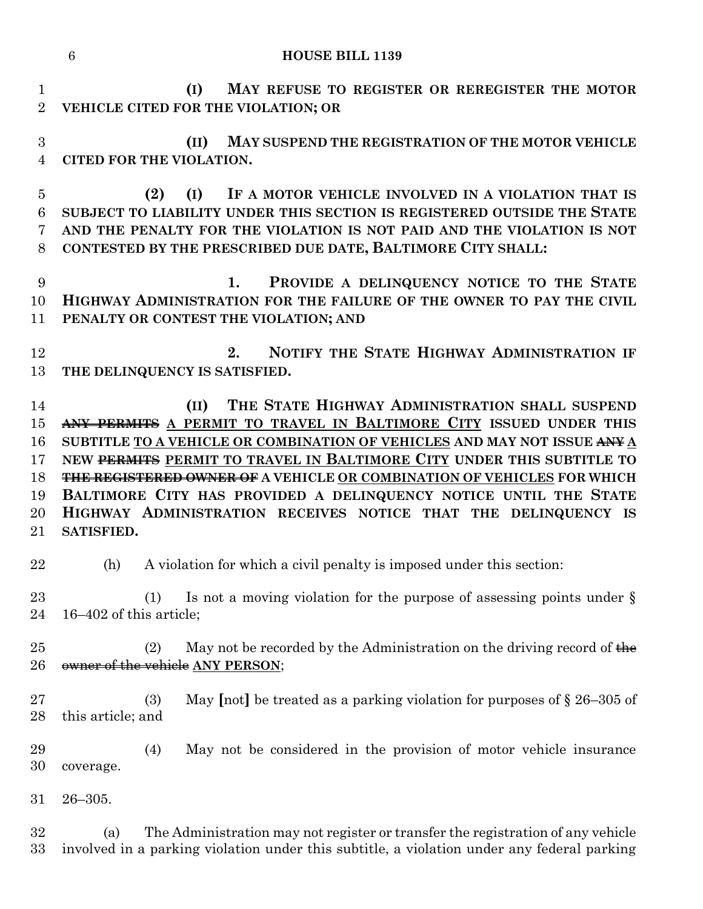(I) MAY REFUSE TO REGISTER OR REREGISTER THE MOTOR VEHICLE CITED FOR THE VIOLATION; OR

(II) MAY SUSPEND THE REGISTRATION OF THE MOTOR VEHICLE CITED FOR THE VIOLATION.

(2) (I) IF A MOTOR VEHICLE INVOLVED IN A VIOLATION THAT IS SUBJECT TO LIABILITY UNDER THIS SECTION IS REGISTERED OUTSIDE THE STATE AND THE PENALTY FOR THE VIOLATION IS NOT PAID AND THE VIOLATION IS NOT CONTESTED BY THE PRESCRIBED DUE DATE, BALTIMORE CITY SHALL:

1. PROVIDE A DELINQUENCY NOTICE TO THE STATE HIGHWAY ADMINISTRATION FOR THE FAILURE OF THE OWNER TO PAY THE CIVIL PENALTY OR CONTEST THE VIOLATION; AND

2. NOTIFY THE STATE HIGHWAY ADMINISTRATION IF THE DELINQUENCY IS SATISFIED.

(II) THE STATE HIGHWAY ADMINISTRATION SHALL SUSPEND ~~ANY PERMITS~~ A PERMIT TO TRAVEL IN BALTIMORE CITY ISSUED UNDER THIS SUBTITLE TO A VEHICLE OR COMBINATION OF VEHICLES AND MAY NOT ISSUE ~~ANY~~ A NEW ~~PERMITS~~ PERMIT TO TRAVEL IN BALTIMORE CITY UNDER THIS SUBTITLE TO ~~THE REGISTERED OWNER OF~~ A VEHICLE OR COMBINATION OF VEHICLES FOR WHICH BALTIMORE CITY HAS PROVIDED A DELINQUENCY NOTICE UNTIL THE STATE HIGHWAY ADMINISTRATION RECEIVES NOTICE THAT THE DELINQUENCY IS SATISFIED.

(h) A violation for which a civil penalty is imposed under this section:

(1) Is not a moving violation for the purpose of assessing points under § 16–402 of this article;

(2) May not be recorded by the Administration on the driving record of ~~the owner of the vehicle~~ ANY PERSON;

(3) May [not] be treated as a parking violation for purposes of § 26–305 of this article; and

(4) May not be considered in the provision of motor vehicle insurance coverage.

26–305.

(a) The Administration may not register or transfer the registration of any vehicle involved in a parking violation under this subtitle, a violation under any federal parking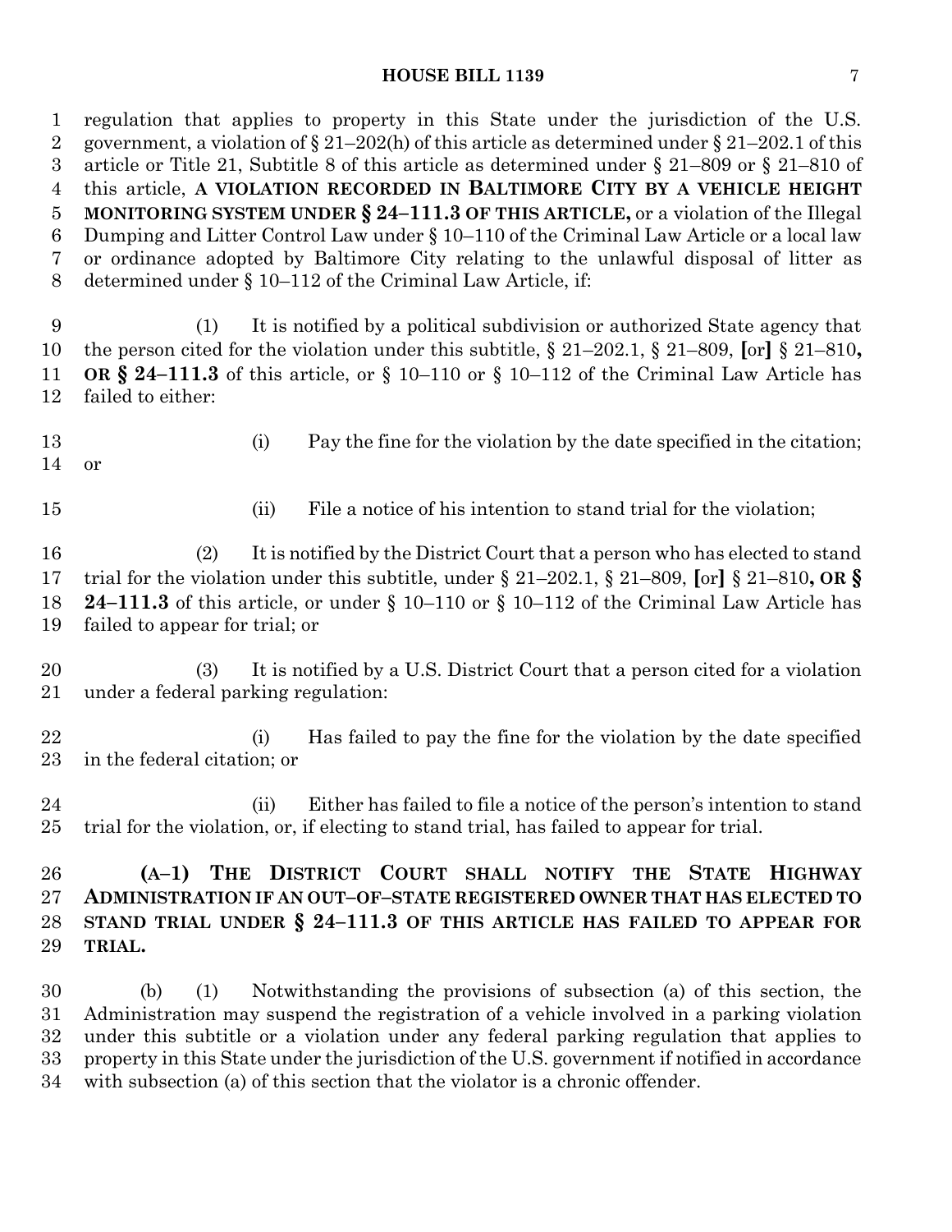regulation that applies to property in this State under the jurisdiction of the U.S. government, a violation of § 21–202(h) of this article as determined under § 21–202.1 of this article or Title 21, Subtitle 8 of this article as determined under § 21–809 or § 21–810 of this article, **A VIOLATION RECORDED IN BALTIMORE CITY BY A VEHICLE HEIGHT MONITORING SYSTEM UNDER § 24–111.3 OF THIS ARTICLE,** or a violation of the Illegal Dumping and Litter Control Law under § 10–110 of the Criminal Law Article or a local law or ordinance adopted by Baltimore City relating to the unlawful disposal of litter as determined under § 10–112 of the Criminal Law Article, if:

(1) It is notified by a political subdivision or authorized State agency that the person cited for the violation under this subtitle, § 21–202.1, § 21–809, **[**or**]** § 21–810**, OR § 24–111.3** of this article, or § 10–110 or § 10–112 of the Criminal Law Article has failed to either:

(i) Pay the fine for the violation by the date specified in the citation; or

(ii) File a notice of his intention to stand trial for the violation;

(2) It is notified by the District Court that a person who has elected to stand trial for the violation under this subtitle, under § 21–202.1, § 21–809, **[**or**]** § 21–810**, OR § 24–111.3** of this article, or under § 10–110 or § 10–112 of the Criminal Law Article has failed to appear for trial; or

(3) It is notified by a U.S. District Court that a person cited for a violation under a federal parking regulation:

(i) Has failed to pay the fine for the violation by the date specified in the federal citation; or

(ii) Either has failed to file a notice of the person's intention to stand trial for the violation, or, if electing to stand trial, has failed to appear for trial.

**(A–1) THE DISTRICT COURT SHALL NOTIFY THE STATE HIGHWAY ADMINISTRATION IF AN OUT–OF–STATE REGISTERED OWNER THAT HAS ELECTED TO STAND TRIAL UNDER § 24–111.3 OF THIS ARTICLE HAS FAILED TO APPEAR FOR TRIAL.**

(b) (1) Notwithstanding the provisions of subsection (a) of this section, the Administration may suspend the registration of a vehicle involved in a parking violation under this subtitle or a violation under any federal parking regulation that applies to property in this State under the jurisdiction of the U.S. government if notified in accordance with subsection (a) of this section that the violator is a chronic offender.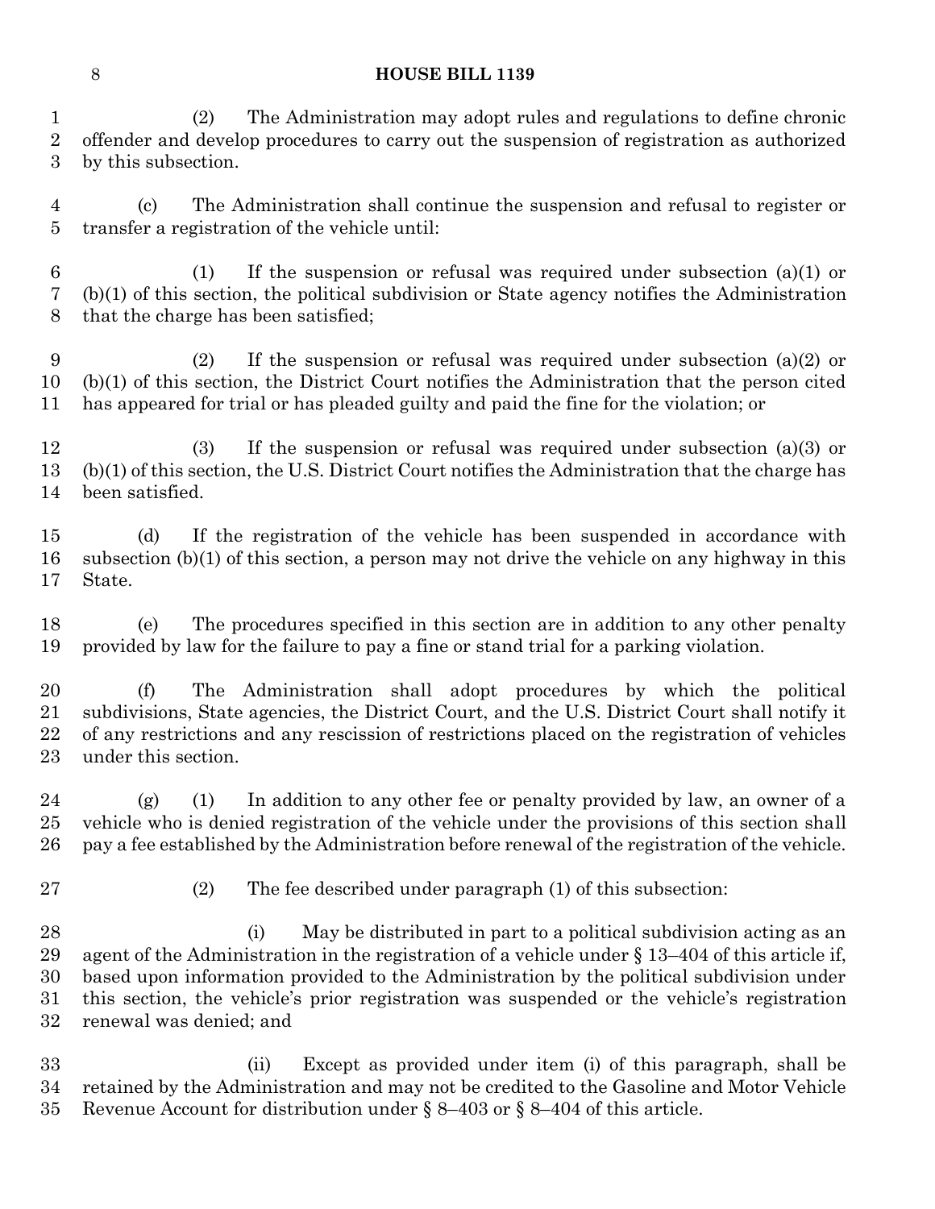(2) The Administration may adopt rules and regulations to define chronic offender and develop procedures to carry out the suspension of registration as authorized by this subsection.

(c) The Administration shall continue the suspension and refusal to register or transfer a registration of the vehicle until:

(1) If the suspension or refusal was required under subsection (a)(1) or (b)(1) of this section, the political subdivision or State agency notifies the Administration that the charge has been satisfied;

(2) If the suspension or refusal was required under subsection (a)(2) or (b)(1) of this section, the District Court notifies the Administration that the person cited has appeared for trial or has pleaded guilty and paid the fine for the violation; or

(3) If the suspension or refusal was required under subsection (a)(3) or (b)(1) of this section, the U.S. District Court notifies the Administration that the charge has been satisfied.

(d) If the registration of the vehicle has been suspended in accordance with subsection (b)(1) of this section, a person may not drive the vehicle on any highway in this State.

(e) The procedures specified in this section are in addition to any other penalty provided by law for the failure to pay a fine or stand trial for a parking violation.

(f) The Administration shall adopt procedures by which the political subdivisions, State agencies, the District Court, and the U.S. District Court shall notify it of any restrictions and any rescission of restrictions placed on the registration of vehicles under this section.

(g) (1) In addition to any other fee or penalty provided by law, an owner of a vehicle who is denied registration of the vehicle under the provisions of this section shall pay a fee established by the Administration before renewal of the registration of the vehicle.

(2) The fee described under paragraph (1) of this subsection:

(i) May be distributed in part to a political subdivision acting as an agent of the Administration in the registration of a vehicle under § 13–404 of this article if, based upon information provided to the Administration by the political subdivision under this section, the vehicle's prior registration was suspended or the vehicle's registration renewal was denied; and

(ii) Except as provided under item (i) of this paragraph, shall be retained by the Administration and may not be credited to the Gasoline and Motor Vehicle Revenue Account for distribution under § 8–403 or § 8–404 of this article.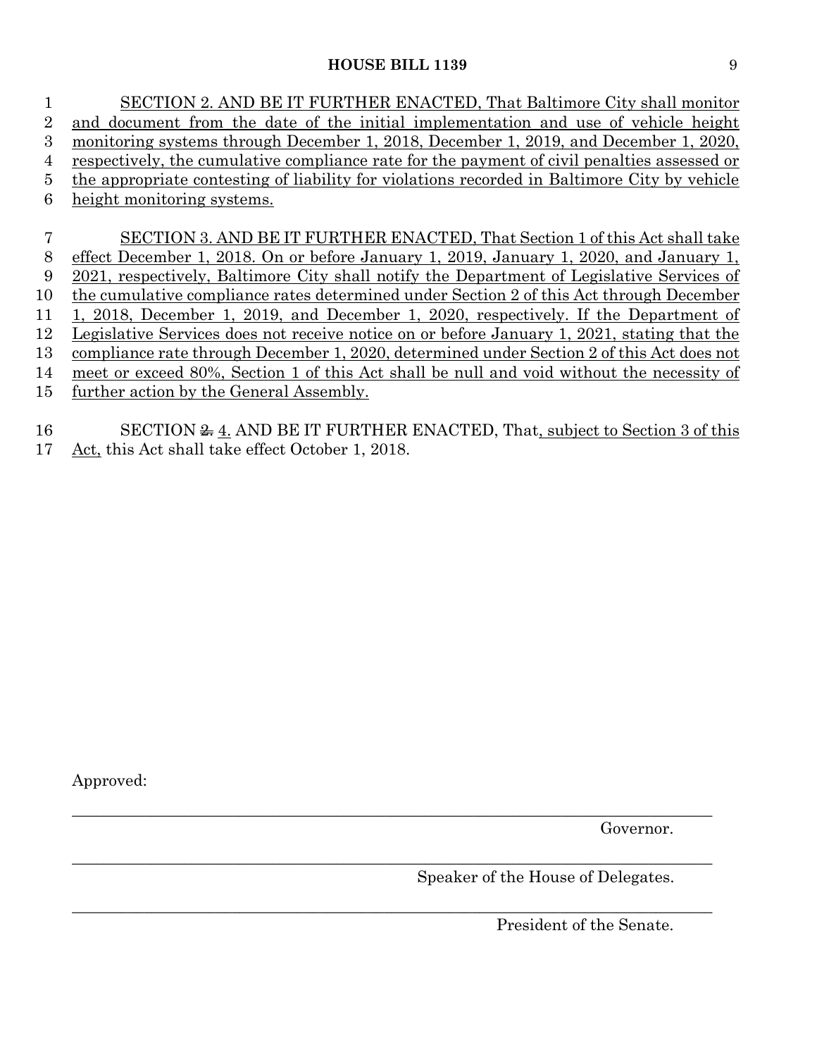SECTION 2. AND BE IT FURTHER ENACTED, That Baltimore City shall monitor and document from the date of the initial implementation and use of vehicle height monitoring systems through December 1, 2018, December 1, 2019, and December 1, 2020, respectively, the cumulative compliance rate for the payment of civil penalties assessed or the appropriate contesting of liability for violations recorded in Baltimore City by vehicle height monitoring systems.

SECTION 3. AND BE IT FURTHER ENACTED, That Section 1 of this Act shall take effect December 1, 2018. On or before January 1, 2019, January 1, 2020, and January 1, 2021, respectively, Baltimore City shall notify the Department of Legislative Services of the cumulative compliance rates determined under Section 2 of this Act through December 1, 2018, December 1, 2019, and December 1, 2020, respectively. If the Department of Legislative Services does not receive notice on or before January 1, 2021, stating that the compliance rate through December 1, 2020, determined under Section 2 of this Act does not meet or exceed 80%, Section 1 of this Act shall be null and void without the necessity of further action by the General Assembly.

SECTION ~~2.~~ 4. AND BE IT FURTHER ENACTED, That, subject to Section 3 of this Act, this Act shall take effect October 1, 2018.

Approved:

\_\_\_\_\_\_\_\_\_\_\_\_\_\_\_\_\_\_\_\_\_\_\_\_\_\_\_\_\_\_\_\_\_\_\_\_\_\_\_\_\_\_\_\_\_\_\_\_\_\_\_\_\_\_\_\_\_\_\_\_\_\_\_\_\_\_\_\_\_\_\_\_

Governor.

\_\_\_\_\_\_\_\_\_\_\_\_\_\_\_\_\_\_\_\_\_\_\_\_\_\_\_\_\_\_\_\_\_\_\_\_\_\_\_\_\_\_\_\_\_\_\_\_\_\_\_\_\_\_\_\_\_\_\_\_\_\_\_\_\_\_\_\_\_\_\_\_

Speaker of the House of Delegates.

\_\_\_\_\_\_\_\_\_\_\_\_\_\_\_\_\_\_\_\_\_\_\_\_\_\_\_\_\_\_\_\_\_\_\_\_\_\_\_\_\_\_\_\_\_\_\_\_\_\_\_\_\_\_\_\_\_\_\_\_\_\_\_\_\_\_\_\_\_\_\_\_

President of the Senate.